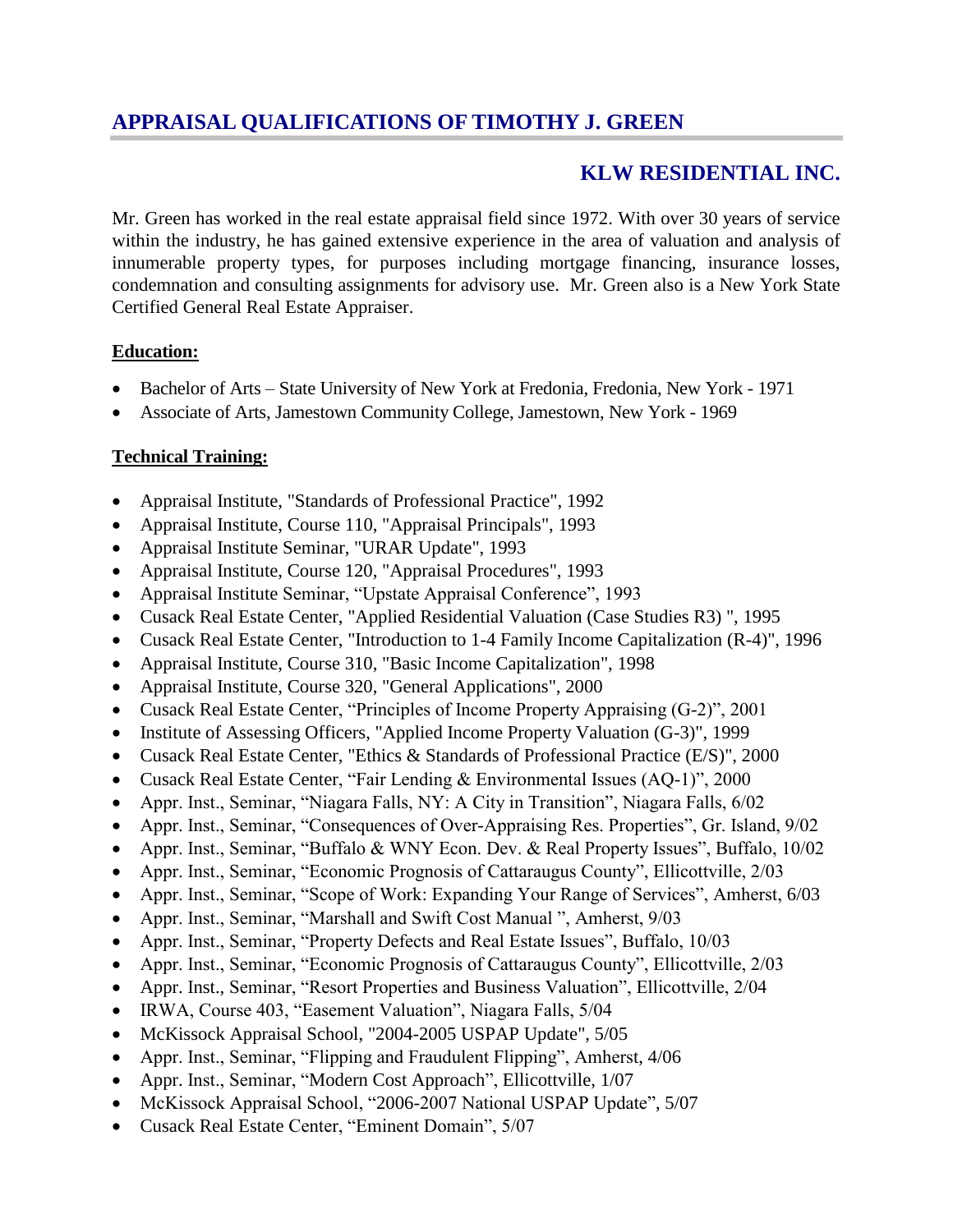# APPRAISAL QUALIFICATIONS OF TIMOTHY J. GREEN

## KLW RESIDENTIAL INC.

Mr. Green has worked in the real estate appraisal field since 1972. With over 30 years of service within the industry, he has gained extensive experience in the area of valuation and analysis of innumerable property types, for purposes including mortgage financing, insurance losses, condemnation and consulting assignments for advisory use. Mr. Green also is a New York State Certified General Real Estate Appraiser.

**Education:**

- Bachelor of Arts – State University of New York at Fredonia, Fredonia, New York - 1971
- Associate of Arts, Jamestown Community College, Jamestown, New York - 1969

**Technical Training:**

- Appraisal Institute, "Standards of Professional Practice", 1992
- Appraisal Institute, Course 110, "Appraisal Principals", 1993
- Appraisal Institute Seminar, "URAR Update", 1993
- Appraisal Institute, Course 120, "Appraisal Procedures", 1993
- Appraisal Institute Seminar, "Upstate Appraisal Conference", 1993
- Cusack Real Estate Center, "Applied Residential Valuation (Case Studies R3) ", 1995
- Cusack Real Estate Center, "Introduction to 1-4 Family Income Capitalization (R-4)", 1996
- Appraisal Institute, Course 310, "Basic Income Capitalization", 1998
- Appraisal Institute, Course 320, "General Applications", 2000
- Cusack Real Estate Center, "Principles of Income Property Appraising (G-2)", 2001
- Institute of Assessing Officers, "Applied Income Property Valuation (G-3)", 1999
- Cusack Real Estate Center, "Ethics & Standards of Professional Practice (E/S)", 2000
- Cusack Real Estate Center, "Fair Lending & Environmental Issues (AQ-1)", 2000
- Appr. Inst., Seminar, "Niagara Falls, NY: A City in Transition", Niagara Falls, 6/02
- Appr. Inst., Seminar, "Consequences of Over-Appraising Res. Properties", Gr. Island, 9/02
- Appr. Inst., Seminar, "Buffalo & WNY Econ. Dev. & Real Property Issues", Buffalo, 10/02
- Appr. Inst., Seminar, "Economic Prognosis of Cattaraugus County", Ellicottville, 2/03
- Appr. Inst., Seminar, "Scope of Work: Expanding Your Range of Services", Amherst, 6/03
- Appr. Inst., Seminar, "Marshall and Swift Cost Manual ", Amherst, 9/03
- Appr. Inst., Seminar, "Property Defects and Real Estate Issues", Buffalo, 10/03
- Appr. Inst., Seminar, "Economic Prognosis of Cattaraugus County", Ellicottville, 2/03
- Appr. Inst., Seminar, "Resort Properties and Business Valuation", Ellicottville, 2/04
- IRWA, Course 403, "Easement Valuation", Niagara Falls, 5/04
- McKissock Appraisal School, "2004-2005 USPAP Update", 5/05
- Appr. Inst., Seminar, "Flipping and Fraudulent Flipping", Amherst, 4/06
- Appr. Inst., Seminar, "Modern Cost Approach", Ellicottville, 1/07
- McKissock Appraisal School, "2006-2007 National USPAP Update", 5/07
- Cusack Real Estate Center, "Eminent Domain", 5/07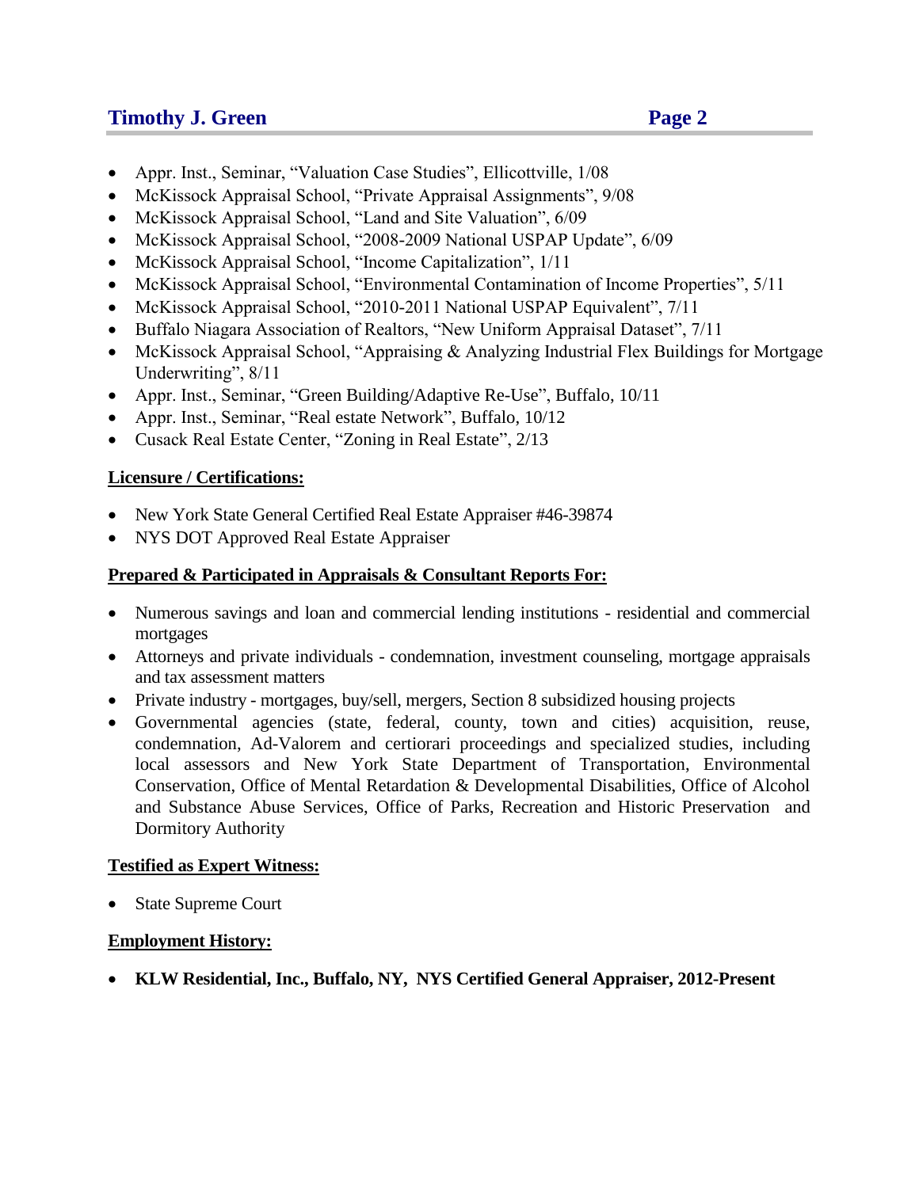- Appr. Inst., Seminar, "Valuation Case Studies", Ellicottville, 1/08
- McKissock Appraisal School, "Private Appraisal Assignments", 9/08
- McKissock Appraisal School, "Land and Site Valuation", 6/09
- McKissock Appraisal School, "2008-2009 National USPAP Update", 6/09
- McKissock Appraisal School, "Income Capitalization", 1/11
- McKissock Appraisal School, "Environmental Contamination of Income Properties", 5/11
- McKissock Appraisal School, "2010-2011 National USPAP Equivalent", 7/11
- Buffalo Niagara Association of Realtors, "New Uniform Appraisal Dataset", 7/11
- McKissock Appraisal School, "Appraising & Analyzing Industrial Flex Buildings for Mortgage Underwriting", 8/11
- Appr. Inst., Seminar, "Green Building/Adaptive Re-Use", Buffalo, 10/11
- Appr. Inst., Seminar, "Real estate Network", Buffalo, 10/12
- Cusack Real Estate Center, "Zoning in Real Estate", 2/13

**Licensure / Certifications:**

- New York State General Certified Real Estate Appraiser #46-39874
- NYS DOT Approved Real Estate Appraiser

**Prepared & Participated in Appraisals & Consultant Reports For:**

- Numerous savings and loan and commercial lending institutions - residential and commercial mortgages
- Attorneys and private individuals - condemnation, investment counseling, mortgage appraisals and tax assessment matters
- Private industry - mortgages, buy/sell, mergers, Section 8 subsidized housing projects
- Governmental agencies (state, federal, county, town and cities) acquisition, reuse, condemnation, Ad-Valorem and certiorari proceedings and specialized studies, including local assessors and New York State Department of Transportation, Environmental Conservation, Office of Mental Retardation & Developmental Disabilities, Office of Alcohol and Substance Abuse Services, Office of Parks, Recreation and Historic Preservation and Dormitory Authority

**Testified as Expert Witness:**

- State Supreme Court

**Employment History:**

- **KLW Residential, Inc., Buffalo, NY, NYS Certified General Appraiser, 2012-Present**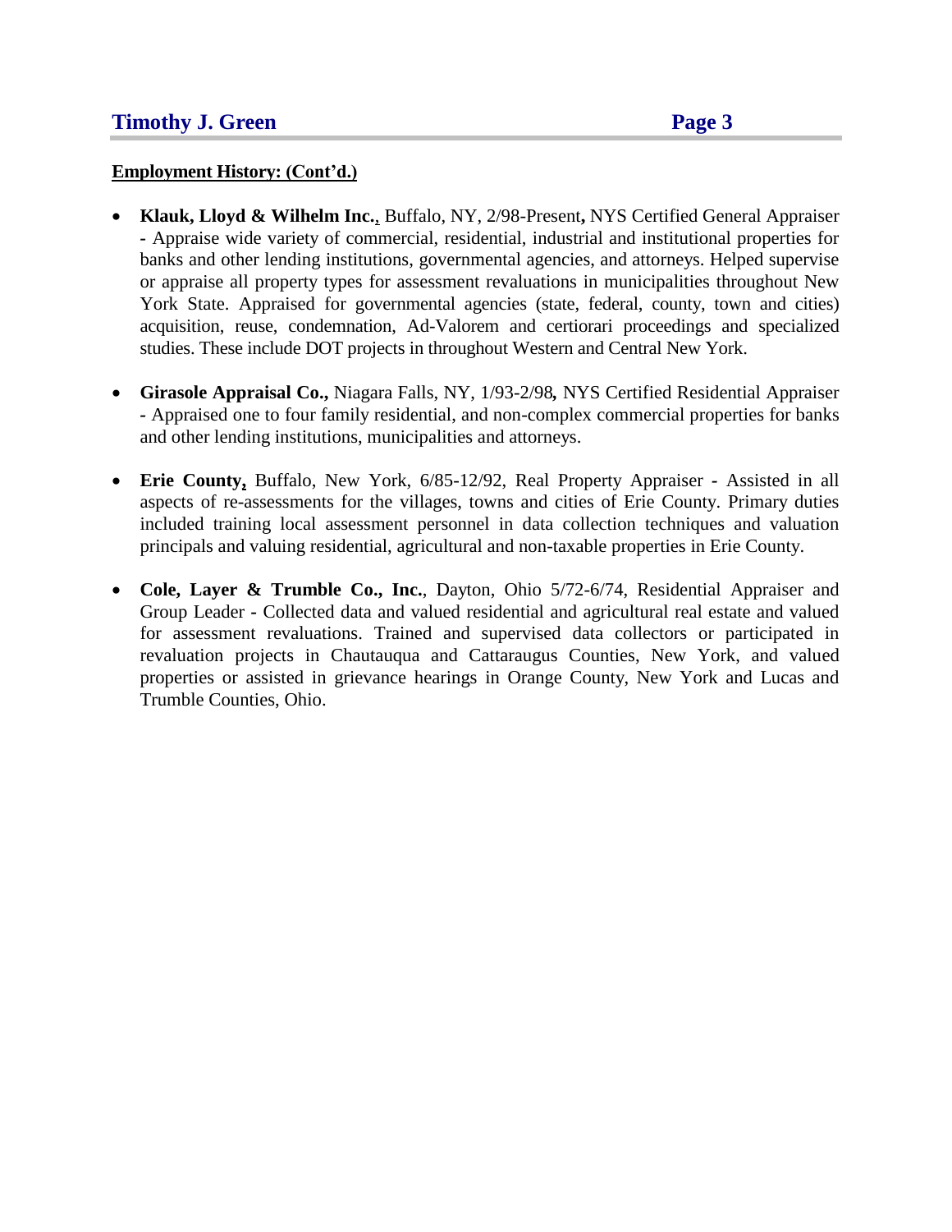**Employment History: (Cont'd.)**

- **Klauk, Lloyd & Wilhelm Inc.**, Buffalo, NY, 2/98-Present**,** NYS Certified General Appraiser - Appraise wide variety of commercial, residential, industrial and institutional properties for banks and other lending institutions, governmental agencies, and attorneys. Helped supervise or appraise all property types for assessment revaluations in municipalities throughout New York State. Appraised for governmental agencies (state, federal, county, town and cities) acquisition, reuse, condemnation, Ad-Valorem and certiorari proceedings and specialized studies. These include DOT projects in throughout Western and Central New York.

- **Girasole Appraisal Co.,** Niagara Falls, NY, 1/93-2/98**,** NYS Certified Residential Appraiser - Appraised one to four family residential, and non-complex commercial properties for banks and other lending institutions, municipalities and attorneys.

- **Erie County,** Buffalo, New York, 6/85-12/92, Real Property Appraiser - Assisted in all aspects of re-assessments for the villages, towns and cities of Erie County. Primary duties included training local assessment personnel in data collection techniques and valuation principals and valuing residential, agricultural and non-taxable properties in Erie County.

- **Cole, Layer & Trumble Co., Inc.**, Dayton, Ohio 5/72-6/74, Residential Appraiser and Group Leader - Collected data and valued residential and agricultural real estate and valued for assessment revaluations. Trained and supervised data collectors or participated in revaluation projects in Chautauqua and Cattaraugus Counties, New York, and valued properties or assisted in grievance hearings in Orange County, New York and Lucas and Trumble Counties, Ohio.